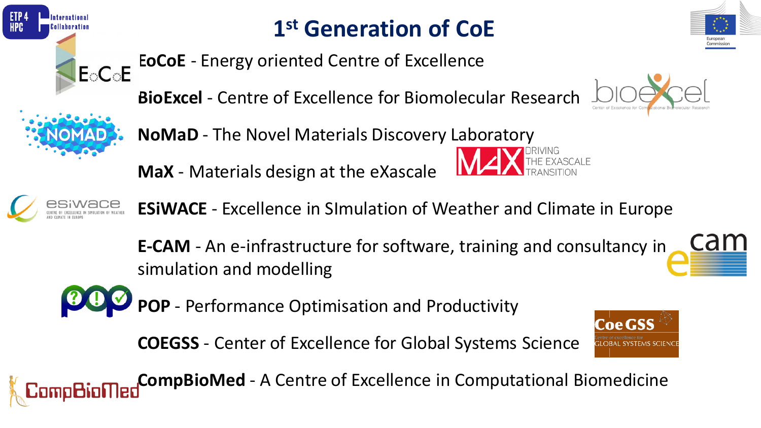# 1st Generation of CoE

**EoCoE** - Energy oriented Centre of Excellence

**BioExcel** - Centre of Excellence for Biomolecular Research

**NoMaD** - The Novel Materials Discovery Laboratory

**MaX** - Materials design at the eXascale

**ESiWACE** - Excellence in SImulation of Weather and Climate in Europe

**E-CAM** - An e-infrastructure for software, training and consultancy in simulation and modelling

**POP** - Performance Optimisation and Productivity

**COEGSS** - Center of Excellence for Global Systems Science

**CompBioMed** - A Centre of Excellence in Computational Biomedicine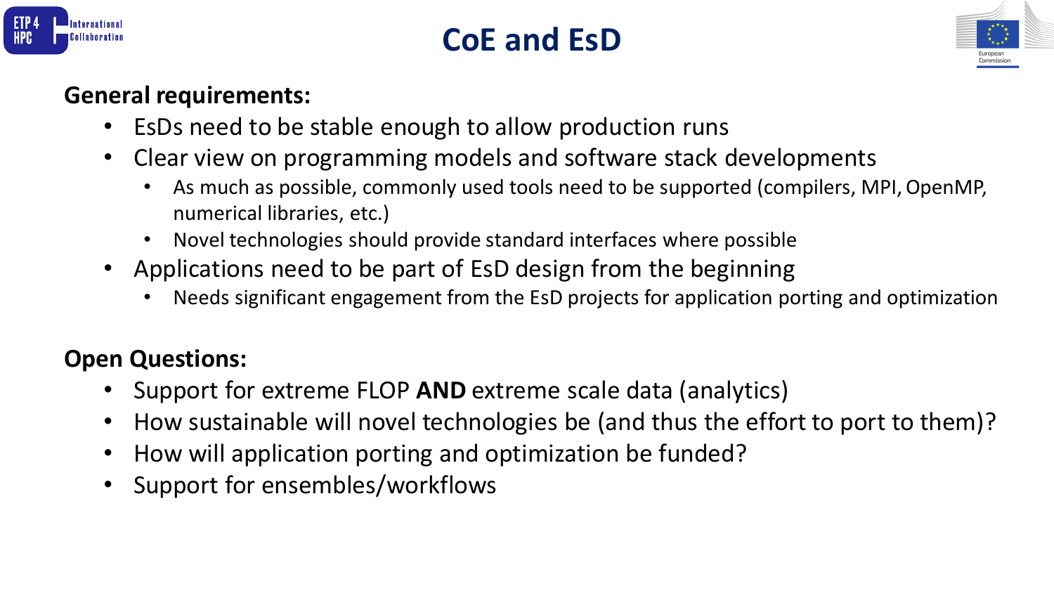# CoE and EsD

**General requirements:**

- EsDs need to be stable enough to allow production runs
- Clear view on programming models and software stack developments
  - As much as possible, commonly used tools need to be supported (compilers, MPI, OpenMP, numerical libraries, etc.)
  - Novel technologies should provide standard interfaces where possible
- Applications need to be part of EsD design from the beginning
  - Needs significant engagement from the EsD projects for application porting and optimization

**Open Questions:**

- Support for extreme FLOP **AND** extreme scale data (analytics)
- How sustainable will novel technologies be (and thus the effort to port to them)?
- How will application porting and optimization be funded?
- Support for ensembles/workflows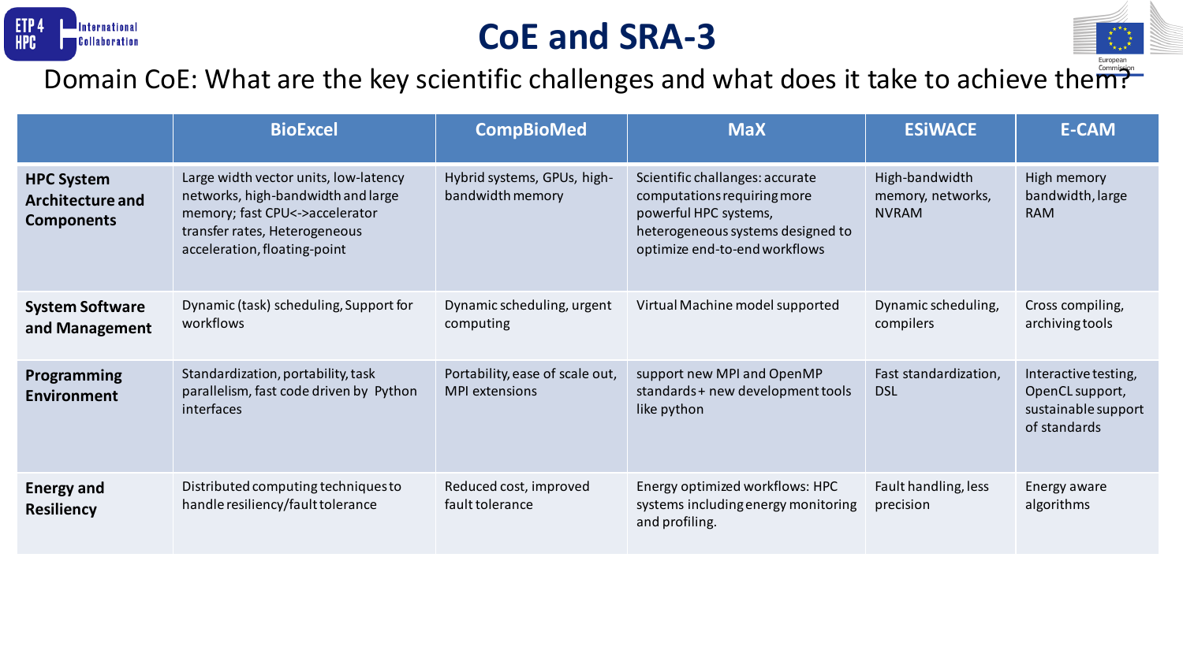# CoE and SRA-3

## Domain CoE: What are the key scientific challenges and what does it take to achieve them?

| | BioExcel | CompBioMed | MaX | ESiWACE | E-CAM |
|---|---|---|---|---|---|
| **HPC System Architecture and Components** | Large width vector units, low-latency networks, high-bandwidth and large memory; fast CPU<->accelerator transfer rates, Heterogeneous acceleration, floating-point | Hybrid systems, GPUs, high-bandwidth memory | Scientific challanges: accurate computations requiring more powerful HPC systems, heterogeneous systems designed to optimize end-to-end workflows | High-bandwidth memory, networks, NVRAM | High memory bandwidth, large RAM |
| **System Software and Management** | Dynamic (task) scheduling, Support for workflows | Dynamic scheduling, urgent computing | Virtual Machine model supported | Dynamic scheduling, compilers | Cross compiling, archiving tools |
| **Programming Environment** | Standardization, portability, task parallelism, fast code driven by Python interfaces | Portability, ease of scale out, MPI extensions | support new MPI and OpenMP standards + new development tools like python | Fast standardization, DSL | Interactive testing, OpenCL support, sustainable support of standards |
| **Energy and Resiliency** | Distributed computing techniques to handle resiliency/fault tolerance | Reduced cost, improved fault tolerance | Energy optimized workflows: HPC systems including energy monitoring and profiling. | Fault handling, less precision | Energy aware algorithms |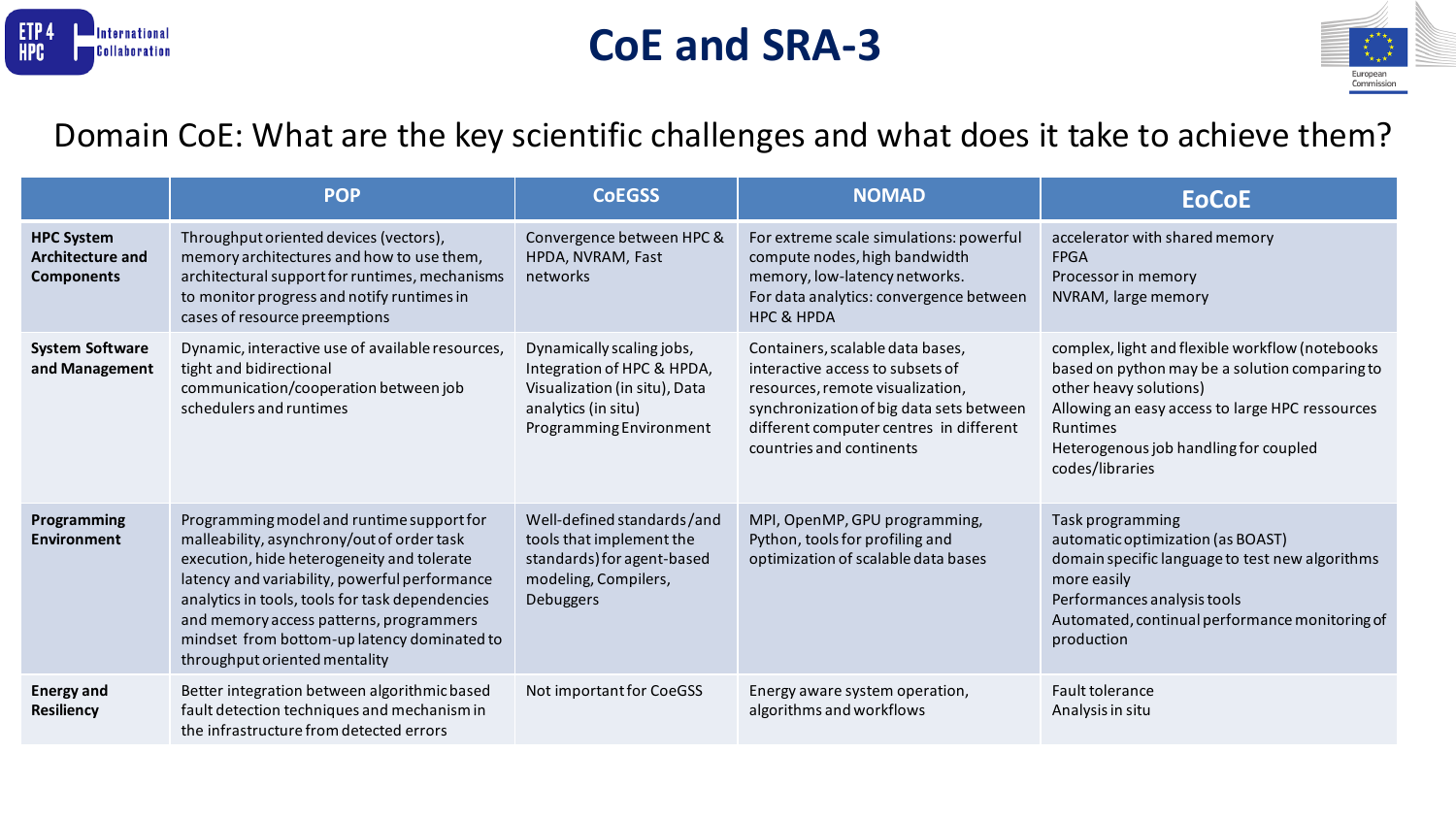# CoE and SRA-3

## Domain CoE: What are the key scientific challenges and what does it take to achieve them?

| | POP | CoEGSS | NOMAD | EoCoE |
|---|---|---|---|---|
| **HPC System Architecture and Components** | Throughput oriented devices (vectors), memory architectures and how to use them, architectural support for runtimes, mechanisms to monitor progress and notify runtimes in cases of resource preemptions | Convergence between HPC & HPDA, NVRAM, Fast networks | For extreme scale simulations: powerful compute nodes, high bandwidth memory, low-latency networks.<br>For data analytics: convergence between HPC & HPDA | accelerator with shared memory<br>FPGA<br>Processor in memory<br>NVRAM, large memory |
| **System Software and Management** | Dynamic, interactive use of available resources, tight and bidirectional communication/cooperation between job schedulers and runtimes | Dynamically scaling jobs, Integration of HPC & HPDA, Visualization (in situ), Data analytics (in situ)<br>Programming Environment | Containers, scalable data bases, interactive access to subsets of resources, remote visualization, synchronization of big data sets between different computer centres in different countries and continents | complex, light and flexible workflow (notebooks based on python may be a solution comparing to other heavy solutions)<br>Allowing an easy access to large HPC ressources<br>Runtimes<br>Heterogenous job handling for coupled codes/libraries |
| **Programming Environment** | Programming model and runtime support for malleability, asynchrony/out of order task execution, hide heterogeneity and tolerate latency and variability, powerful performance analytics in tools, tools for task dependencies and memory access patterns, programmers mindset from bottom-up latency dominated to throughput oriented mentality | Well-defined standards/and tools that implement the standards) for agent-based modeling, Compilers, Debuggers | MPI, OpenMP, GPU programming, Python, tools for profiling and optimization of scalable data bases | Task programming<br>automatic optimization (as BOAST)<br>domain specific language to test new algorithms more easily<br>Performances analysis tools<br>Automated, continual performance monitoring of production |
| **Energy and Resiliency** | Better integration between algorithmic based fault detection techniques and mechanism in the infrastructure from detected errors | Not important for CoeGSS | Energy aware system operation, algorithms and workflows | Fault tolerance<br>Analysis in situ |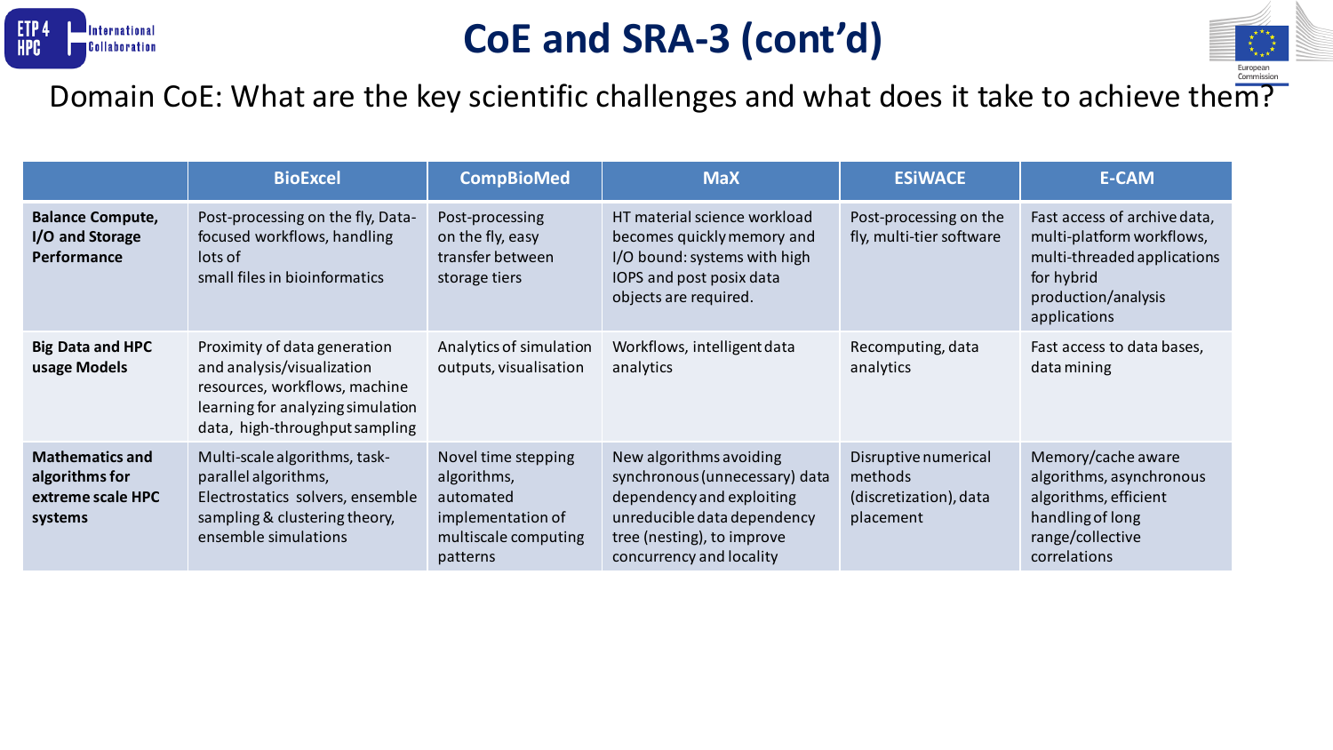# CoE and SRA-3 (cont'd)

Domain CoE: What are the key scientific challenges and what does it take to achieve them?

| | BioExcel | CompBioMed | MaX | ESiWACE | E-CAM |
|---|---|---|---|---|---|
| **Balance Compute, I/O and Storage Performance** | Post-processing on the fly, Data-focused workflows, handling lots of small files in bioinformatics | Post-processing on the fly, easy transfer between storage tiers | HT material science workload becomes quickly memory and I/O bound: systems with high IOPS and post posix data objects are required. | Post-processing on the fly, multi-tier software | Fast access of archive data, multi-platform workflows, multi-threaded applications for hybrid production/analysis applications |
| **Big Data and HPC usage Models** | Proximity of data generation and analysis/visualization resources, workflows, machine learning for analyzing simulation data, high-throughput sampling | Analytics of simulation outputs, visualisation | Workflows, intelligent data analytics | Recomputing, data analytics | Fast access to data bases, data mining |
| **Mathematics and algorithms for extreme scale HPC systems** | Multi-scale algorithms, task-parallel algorithms, Electrostatics solvers, ensemble sampling & clustering theory, ensemble simulations | Novel time stepping algorithms, automated implementation of multiscale computing patterns | New algorithms avoiding synchronous (unnecessary) data dependency and exploiting unreducible data dependency tree (nesting), to improve concurrency and locality | Disruptive numerical methods (discretization), data placement | Memory/cache aware algorithms, asynchronous algorithms, efficient handling of long range/collective correlations |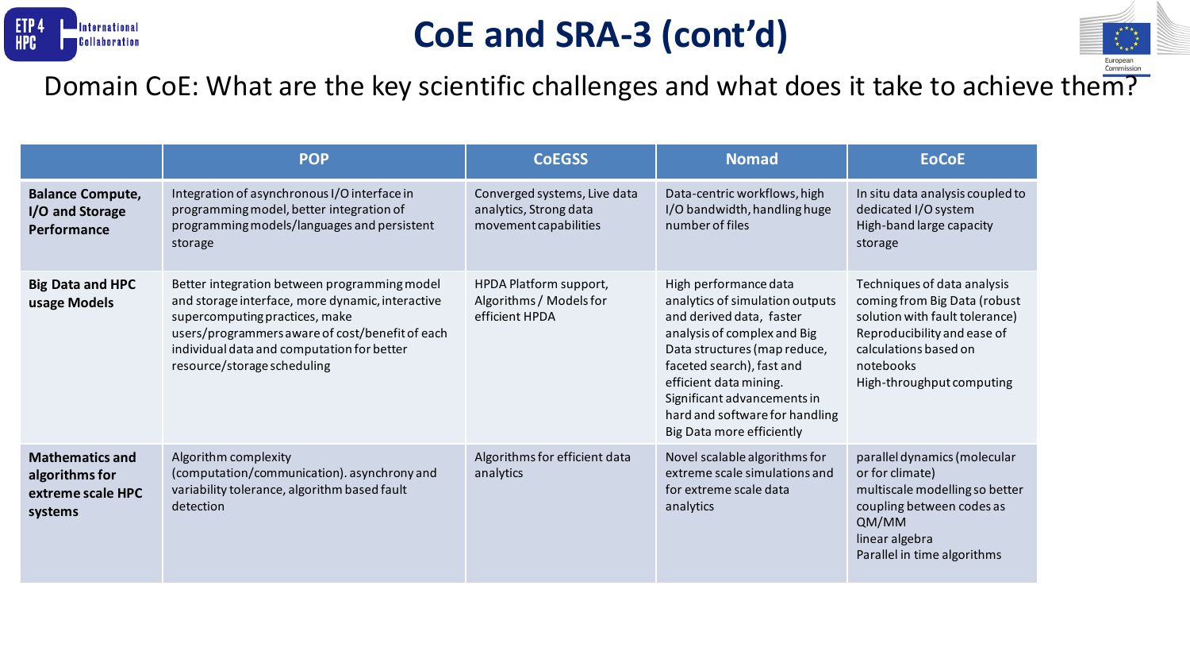# CoE and SRA-3 (cont'd)

Domain CoE: What are the key scientific challenges and what does it take to achieve them?

| | POP | CoEGSS | Nomad | EoCoE |
|---|---|---|---|---|
| **Balance Compute, I/O and Storage Performance** | Integration of asynchronous I/O interface in programming model, better integration of programming models/languages and persistent storage | Converged systems, Live data analytics, Strong data movement capabilities | Data-centric workflows, high I/O bandwidth, handling huge number of files | In situ data analysis coupled to dedicated I/O system<br>High-band large capacity storage |
| **Big Data and HPC usage Models** | Better integration between programming model and storage interface, more dynamic, interactive supercomputing practices, make users/programmers aware of cost/benefit of each individual data and computation for better resource/storage scheduling | HPDA Platform support, Algorithms / Models for efficient HPDA | High performance data analytics of simulation outputs and derived data, faster analysis of complex and Big Data structures (map reduce, faceted search), fast and efficient data mining. Significant advancements in hard and software for handling Big Data more efficiently | Techniques of data analysis coming from Big Data (robust solution with fault tolerance)<br>Reproducibility and ease of calculations based on notebooks<br>High-throughput computing |
| **Mathematics and algorithms for extreme scale HPC systems** | Algorithm complexity (computation/communication). asynchrony and variability tolerance, algorithm based fault detection | Algorithms for efficient data analytics | Novel scalable algorithms for extreme scale simulations and for extreme scale data analytics | parallel dynamics (molecular or for climate)<br>multiscale modelling so better coupling between codes as QM/MM<br>linear algebra<br>Parallel in time algorithms |